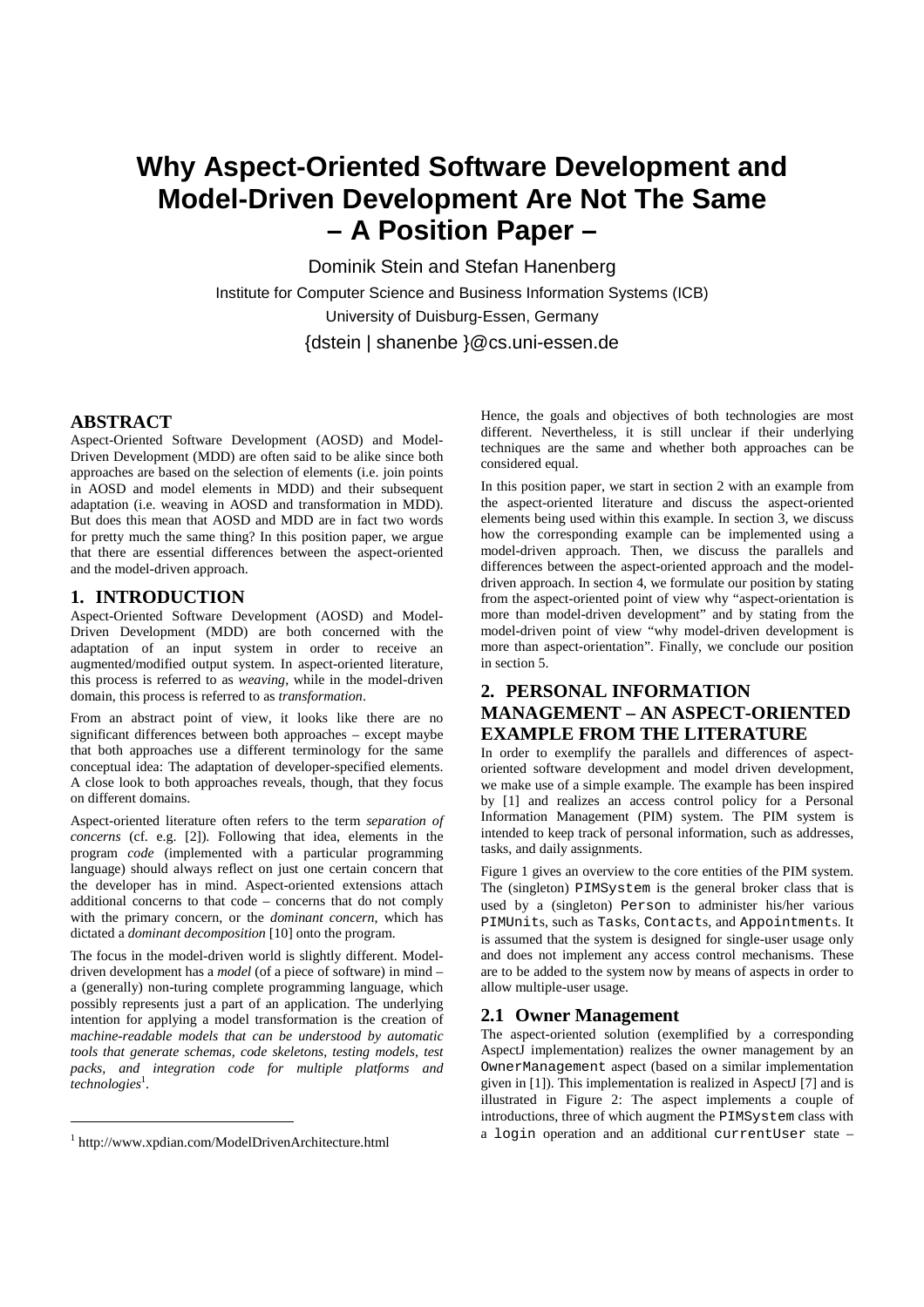# Why Aspect-Oriented Software Development and Model-Driven Development Are Not The Same – A Position Paper –

Dominik Stein and Stefan Hanenberg

Institute for Computer Science and Business Information Systems (ICB)

University of Duisburg-Essen, Germany

{dstein | shanenbe }@cs.uni-essen.de

## ABSTRACT

Aspect-Oriented Software Development (AOSD) and Model-Driven Development (MDD) are often said to be alike since both approaches are based on the selection of elements (i.e. join points in AOSD and model elements in MDD) and their subsequent adaptation (i.e. weaving in AOSD and transformation in MDD). But does this mean that AOSD and MDD are in fact two words for pretty much the same thing? In this position paper, we argue that there are essential differences between the aspect-oriented and the model-driven approach.

## 1. INTRODUCTION

Aspect-Oriented Software Development (AOSD) and Model-Driven Development (MDD) are both concerned with the adaptation of an input system in order to receive an augmented/modified output system. In aspect-oriented literature, this process is referred to as *weaving*, while in the model-driven domain, this process is referred to as *transformation*.

From an abstract point of view, it looks like there are no significant differences between both approaches – except maybe that both approaches use a different terminology for the same conceptual idea: The adaptation of developer-specified elements. A close look to both approaches reveals, though, that they focus on different domains.

Aspect-oriented literature often refers to the term *separation of concerns* (cf. e.g. [2]). Following that idea, elements in the program *code* (implemented with a particular programming language) should always reflect on just one certain concern that the developer has in mind. Aspect-oriented extensions attach additional concerns to that code – concerns that do not comply with the primary concern, or the *dominant concern*, which has dictated a *dominant decomposition* [10] onto the program.

The focus in the model-driven world is slightly different. Model-driven development has a *model* (of a piece of software) in mind – a (generally) non-turing complete programming language, which possibly represents just a part of an application. The underlying intention for applying a model transformation is the creation of *machine-readable models that can be understood by automatic tools that generate schemas, code skeletons, testing models, test packs, and integration code for multiple platforms and technologies*[1].

[1] http://www.xpdian.com/ModelDrivenArchitecture.html

Hence, the goals and objectives of both technologies are most different. Nevertheless, it is still unclear if their underlying techniques are the same and whether both approaches can be considered equal.

In this position paper, we start in section 2 with an example from the aspect-oriented literature and discuss the aspect-oriented elements being used within this example. In section 3, we discuss how the corresponding example can be implemented using a model-driven approach. Then, we discuss the parallels and differences between the aspect-oriented approach and the model-driven approach. In section 4, we formulate our position by stating from the aspect-oriented point of view why "aspect-orientation is more than model-driven development" and by stating from the model-driven point of view "why model-driven development is more than aspect-orientation". Finally, we conclude our position in section 5.

## 2. PERSONAL INFORMATION MANAGEMENT – AN ASPECT-ORIENTED EXAMPLE FROM THE LITERATURE

In order to exemplify the parallels and differences of aspect-oriented software development and model driven development, we make use of a simple example. The example has been inspired by [1] and realizes an access control policy for a Personal Information Management (PIM) system. The PIM system is intended to keep track of personal information, such as addresses, tasks, and daily assignments.

Figure 1 gives an overview to the core entities of the PIM system. The (singleton) `PIMSystem` is the general broker class that is used by a (singleton) `Person` to administer his/her various `PIMUnit`s, such as `Task`s, `Contact`s, and `Appointment`s. It is assumed that the system is designed for single-user usage only and does not implement any access control mechanisms. These are to be added to the system now by means of aspects in order to allow multiple-user usage.

### 2.1 Owner Management

The aspect-oriented solution (exemplified by a corresponding AspectJ implementation) realizes the owner management by an `OwnerManagement` aspect (based on a similar implementation given in [1]). This implementation is realized in AspectJ [7] and is illustrated in Figure 2: The aspect implements a couple of introductions, three of which augment the `PIMSystem` class with a `login` operation and an additional `currentUser` state –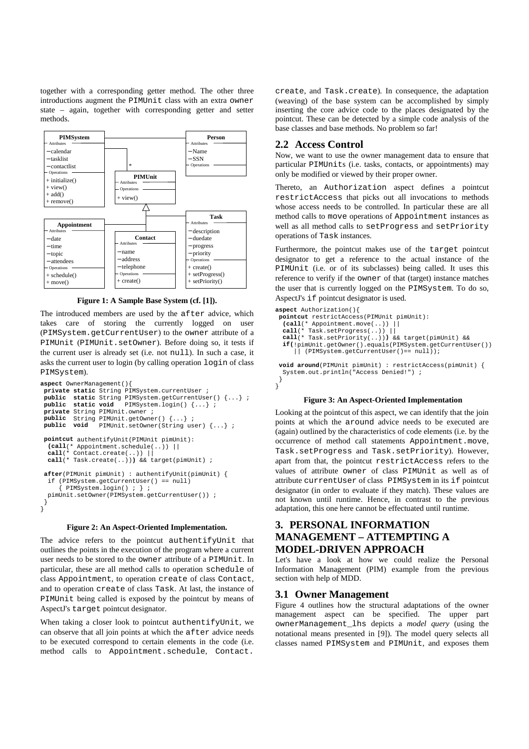together with a corresponding getter method. The other three introductions augment the `PIMUnit` class with an extra `owner` state – again, together with corresponding getter and setter methods.

PIMSystem
Attributes
−calendar
−tasklist
−contactlist
Operations
+ initialize()
+ view()
+ add()
+ remove()

Person
Attributes
−Name
−SSN
Operations

*

PIMUnit
Attributes
Operations
+ view()

Task
Attributes
−description
−duedate
−progress
−priority
Operations
+ create()
+ setProgress()
+ setPriority()

Appointment
Attributes
−date
−time
−topic
−attendees
Operations
+ schedule()
+ move()

Contact
Attributes
−name
−address
−telephone
Operations
+ create()

**Figure 1: A Sample Base System (cf. [1]).**

The introduced members are used by the `after` advice, which takes care of storing the currently logged on user (`PIMSystem.getCurrentUser`) to the `owner` attribute of a `PIMUnit` (`PIMUnit.setOwner`). Before doing so, it tests if the current user is already set (i.e. not `null`). In such a case, it asks the current user to login (by calling operation `login` of class `PIMSystem`).

```
aspect OwnerManagement(){
 private static String PIMSystem.currentUser ;
 public  static String PIMSystem.getCurrentUser() {...} ;
 public  static void   PIMSystem.login() {...} ;
 private String PIMUnit.owner ;
 public  String PIMUnit.getOwner() {...} ;
 public  void   PIMUnit.setOwner(String user) {...} ;

 pointcut authentifyUnit(PIMUnit pimUnit):
  (call(* Appointment.schedule(..)) ||
   call(* Contact.create(..)) ||
   call(* Task.create(..))) && target(pimUnit) ;

 after(PIMUnit pimUnit) : authentifyUnit(pimUnit) {
  if (PIMSystem.getCurrentUser() == null)
     { PIMSystem.login() ; } ;
  pimUnit.setOwner(PIMSystem.getCurrentUser()) ;
 }
}
```

**Figure 2: An Aspect-Oriented Implementation.**

The advice refers to the pointcut `authentifyUnit` that outlines the points in the execution of the program where a current user needs to be stored to the `owner` attribute of a `PIMUnit`. In particular, these are all method calls to operation `schedule` of class `Appointment`, to operation `create` of class `Contact`, and to operation `create` of class `Task`. At last, the instance of `PIMUnit` being called is exposed by the pointcut by means of AspectJ's `target` pointcut designator.

When taking a closer look to pointcut `authentifyUnit`, we can observe that all join points at which the `after` advice needs to be executed correspond to certain elements in the code (i.e. method calls to `Appointment.schedule`, `Contact.create`, and `Task.create`). In consequence, the adaptation (weaving) of the base system can be accomplished by simply inserting the core advice code to the places designated by the pointcut. These can be detected by a simple code analysis of the base classes and base methods. No problem so far!

## 2.2 Access Control

Now, we want to use the owner management data to ensure that particular `PIMUnits` (i.e. tasks, contacts, or appointments) may only be modified or viewed by their proper owner.

Thereto, an `Authorization` aspect defines a pointcut `restrictAccess` that picks out all invocations to methods whose access needs to be controlled. In particular these are all method calls to `move` operations of `Appointment` instances as well as all method calls to `setProgress` and `setPriority` operations of `Task` instances.

Furthermore, the pointcut makes use of the `target` pointcut designator to get a reference to the actual instance of the `PIMUnit` (i.e. or of its subclasses) being called. It uses this reference to verify if the `owner` of that (target) instance matches the user that is currently logged on the `PIMSystem`. To do so, AspectJ's `if` pointcut designator is used.

```
aspect Authorization(){
 pointcut restrictAccess(PIMUnit pimUnit):
  (call(* Appointment.move(..)) ||
  call(* Task.setProgress(..)) ||
  call(* Task.setPriority(..))) && target(pimUnit) &&
  if(!pimUnit.getOwner().equals(PIMSystem.getCurrentUser())
     || (PIMSystem.getCurrentUser()== null));

 void around(PIMUnit pimUnit) : restrictAccess(pimUnit) {
  System.out.println("Access Denied!") ;
 }
}
```

**Figure 3: An Aspect-Oriented Implementation**

Looking at the pointcut of this aspect, we can identify that the join points at which the `around` advice needs to be executed are (again) outlined by the characteristics of code elements (i.e. by the occurrence of method call statements `Appointment.move`, `Task.setProgress` and `Task.setPriority`). However, apart from that, the pointcut `restrictAccess` refers to the values of attribute `owner` of class `PIMUnit` as well as of attribute `currentUser` of class `PIMSystem` in its `if` pointcut designator (in order to evaluate if they match). These values are not known until runtime. Hence, in contrast to the previous adaptation, this one here cannot be effectuated until runtime.

# 3. PERSONAL INFORMATION MANAGEMENT – ATTEMPTING A MODEL-DRIVEN APPROACH

Let's have a look at how we could realize the Personal Information Management (PIM) example from the previous section with help of MDD.

## 3.1 Owner Management

Figure 4 outlines how the structural adaptations of the owner management aspect can be specified. The upper part `ownerManagement_lhs` depicts a *model query* (using the notational means presented in [9]). The model query selects all classes named `PIMSystem` and `PIMUnit`, and exposes them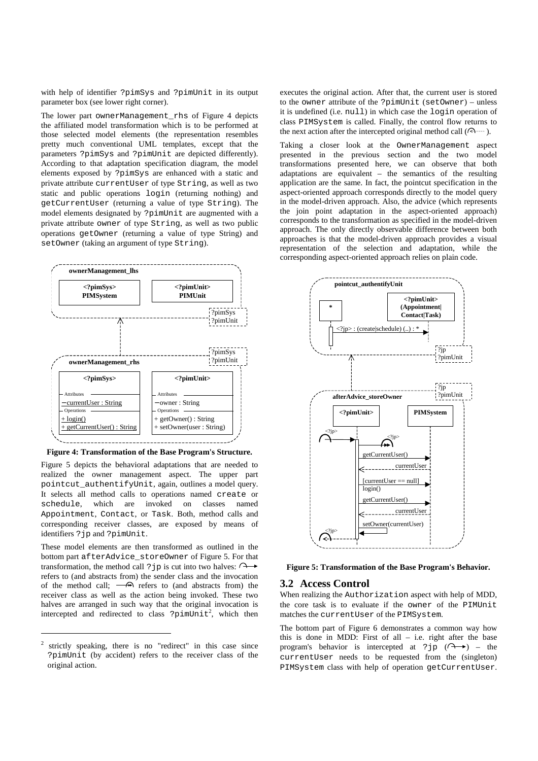with help of identifier ?pimSys and ?pimUnit in its output parameter box (see lower right corner).

The lower part ownerManagement_rhs of Figure 4 depicts the affiliated model transformation which is to be performed at those selected model elements (the representation resembles pretty much conventional UML templates, except that the parameters ?pimSys and ?pimUnit are depicted differently). According to that adaptation specification diagram, the model elements exposed by ?pimSys are enhanced with a static and private attribute currentUser of type String, as well as two static and public operations login (returning nothing) and getCurrentUser (returning a value of type String). The model elements designated by ?pimUnit are augmented with a private attribute owner of type String, as well as two public operations getOwner (returning a value of type String) and setOwner (taking an argument of type String).

**Figure 4: Transformation of the Base Program's Structure.**

Figure 5 depicts the behavioral adaptations that are needed to realized the owner management aspect. The upper part pointcut_authentifyUnit, again, outlines a model query. It selects all method calls to operations named create or schedule, which are invoked on classes named Appointment, Contact, or Task. Both, method calls and corresponding receiver classes, are exposed by means of identifiers ?jp and ?pimUnit.

These model elements are then transformed as outlined in the bottom part afterAdvice_storeOwner of Figure 5. For that transformation, the method call ?jp is cut into two halves: refers to (and abstracts from) the sender class and the invocation of the method call; refers to (and abstracts from) the receiver class as well as the action being invoked. These two halves are arranged in such way that the original invocation is intercepted and redirected to class ?pimUnit[2], which then executes the original action. After that, the current user is stored to the owner attribute of the ?pimUnit (setOwner) – unless it is undefined (i.e. null) in which case the login operation of class PIMSystem is called. Finally, the control flow returns to the next action after the intercepted original method call ( ).

Taking a closer look at the OwnerManagement aspect presented in the previous section and the two model transformations presented here, we can observe that both adaptations are equivalent – the semantics of the resulting application are the same. In fact, the pointcut specification in the aspect-oriented approach corresponds directly to the model query in the model-driven approach. Also, the advice (which represents the join point adaptation in the aspect-oriented approach) corresponds to the transformation as specified in the model-driven approach. The only directly observable difference between both approaches is that the model-driven approach provides a visual representation of the selection and adaptation, while the corresponding aspect-oriented approach relies on plain code.

**Figure 5: Transformation of the Base Program's Behavior.**

## 3.2 Access Control

When realizing the Authorization aspect with help of MDD, the core task is to evaluate if the owner of the PIMUnit matches the currentUser of the PIMSystem.

The bottom part of Figure 6 demonstrates a common way how this is done in MDD: First of all – i.e. right after the base program's behavior is intercepted at ?jp ( ) – the currentUser needs to be requested from the (singleton) PIMSystem class with help of operation getCurrentUser.

[2] strictly speaking, there is no "redirect" in this case since ?pimUnit (by accident) refers to the receiver class of the original action.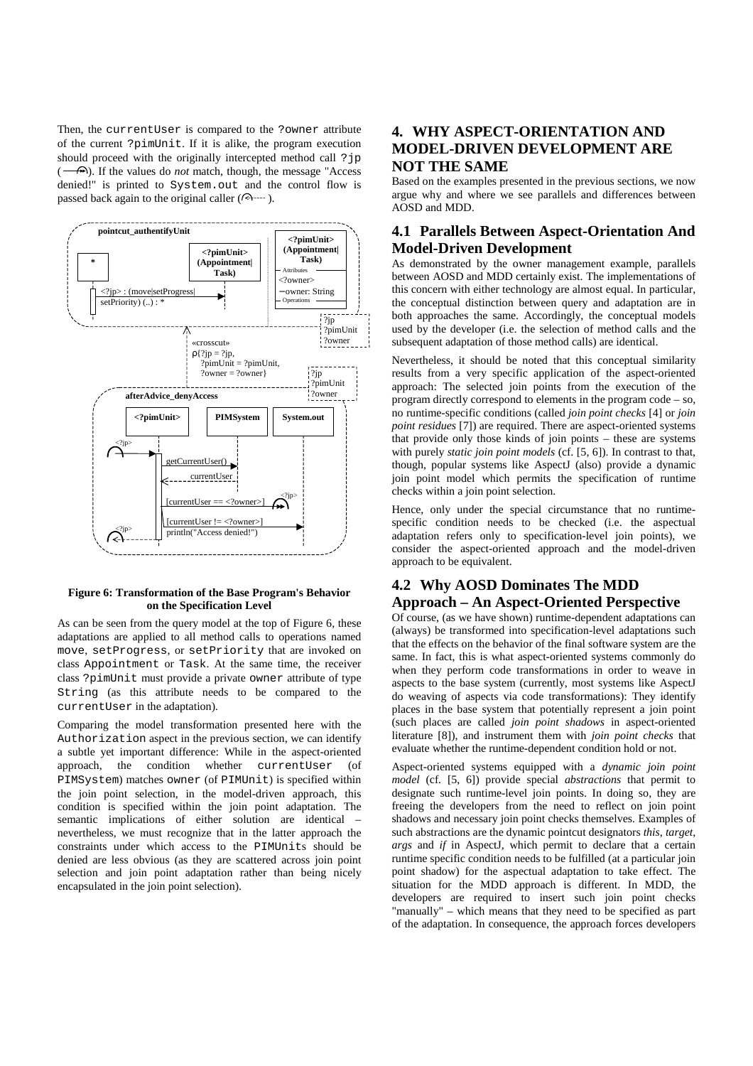Then, the currentUser is compared to the ?owner attribute of the current ?pimUnit. If it is alike, the program execution should proceed with the originally intercepted method call ?jp (→). If the values do *not* match, though, the message "Access denied!" is printed to System.out and the control flow is passed back again to the original caller (←---- ).

**Figure 6: Transformation of the Base Program's Behavior on the Specification Level**

As can be seen from the query model at the top of Figure 6, these adaptations are applied to all method calls to operations named move, setProgress, or setPriority that are invoked on class Appointment or Task. At the same time, the receiver class ?pimUnit must provide a private owner attribute of type String (as this attribute needs to be compared to the currentUser in the adaptation).

Comparing the model transformation presented here with the Authorization aspect in the previous section, we can identify a subtle yet important difference: While in the aspect-oriented approach, the condition whether currentUser (of PIMSystem) matches owner (of PIMUnit) is specified within the join point selection, in the model-driven approach, this condition is specified within the join point adaptation. The semantic implications of either solution are identical – nevertheless, we must recognize that in the latter approach the constraints under which access to the PIMUnits should be denied are less obvious (as they are scattered across join point selection and join point adaptation rather than being nicely encapsulated in the join point selection).

# 4. WHY ASPECT-ORIENTATION AND MODEL-DRIVEN DEVELOPMENT ARE NOT THE SAME

Based on the examples presented in the previous sections, we now argue why and where we see parallels and differences between AOSD and MDD.

## 4.1 Parallels Between Aspect-Orientation And Model-Driven Development

As demonstrated by the owner management example, parallels between AOSD and MDD certainly exist. The implementations of this concern with either technology are almost equal. In particular, the conceptual distinction between query and adaptation are in both approaches the same. Accordingly, the conceptual models used by the developer (i.e. the selection of method calls and the subsequent adaptation of those method calls) are identical.

Nevertheless, it should be noted that this conceptual similarity results from a very specific application of the aspect-oriented approach: The selected join points from the execution of the program directly correspond to elements in the program code – so, no runtime-specific conditions (called *join point checks* [4] or *join point residues* [7]) are required. There are aspect-oriented systems that provide only those kinds of join points – these are systems with purely *static join point models* (cf. [5, 6]). In contrast to that, though, popular systems like AspectJ (also) provide a dynamic join point model which permits the specification of runtime checks within a join point selection.

Hence, only under the special circumstance that no runtime-specific condition needs to be checked (i.e. the aspectual adaptation refers only to specification-level join points), we consider the aspect-oriented approach and the model-driven approach to be equivalent.

## 4.2 Why AOSD Dominates The MDD Approach – An Aspect-Oriented Perspective

Of course, (as we have shown) runtime-dependent adaptations can (always) be transformed into specification-level adaptations such that the effects on the behavior of the final software system are the same. In fact, this is what aspect-oriented systems commonly do when they perform code transformations in order to weave in aspects to the base system (currently, most systems like AspectJ do weaving of aspects via code transformations): They identify places in the base system that potentially represent a join point (such places are called *join point shadows* in aspect-oriented literature [8]), and instrument them with *join point checks* that evaluate whether the runtime-dependent condition hold or not.

Aspect-oriented systems equipped with a *dynamic join point model* (cf. [5, 6]) provide special *abstractions* that permit to designate such runtime-level join points. In doing so, they are freeing the developers from the need to reflect on join point shadows and necessary join point checks themselves. Examples of such abstractions are the dynamic pointcut designators *this*, *target*, *args* and *if* in AspectJ, which permit to declare that a certain runtime specific condition needs to be fulfilled (at a particular join point shadow) for the aspectual adaptation to take effect. The situation for the MDD approach is different. In MDD, the developers are required to insert such join point checks "manually" – which means that they need to be specified as part of the adaptation. In consequence, the approach forces developers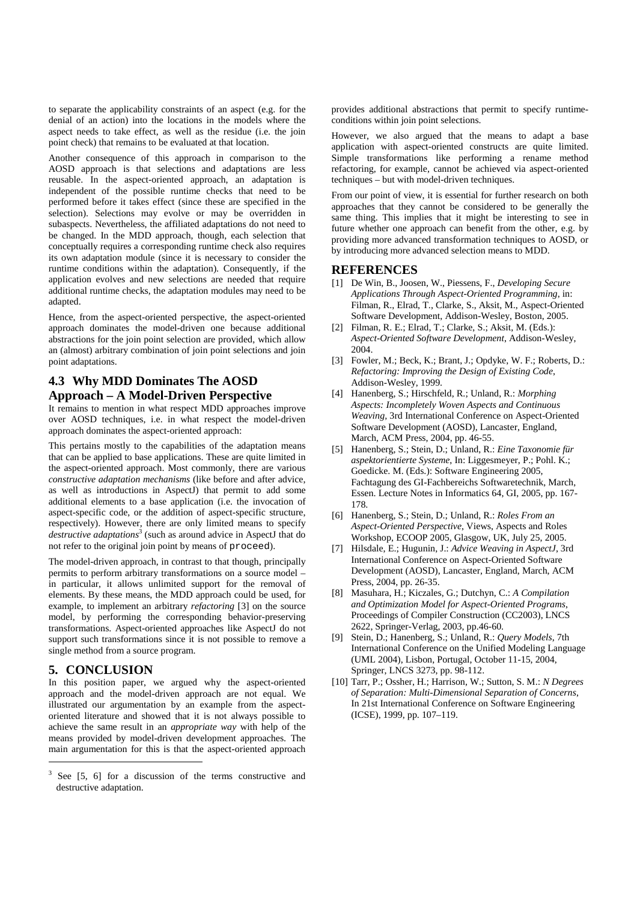to separate the applicability constraints of an aspect (e.g. for the denial of an action) into the locations in the models where the aspect needs to take effect, as well as the residue (i.e. the join point check) that remains to be evaluated at that location.

Another consequence of this approach in comparison to the AOSD approach is that selections and adaptations are less reusable. In the aspect-oriented approach, an adaptation is independent of the possible runtime checks that need to be performed before it takes effect (since these are specified in the selection). Selections may evolve or may be overridden in subaspects. Nevertheless, the affiliated adaptations do not need to be changed. In the MDD approach, though, each selection that conceptually requires a corresponding runtime check also requires its own adaptation module (since it is necessary to consider the runtime conditions within the adaptation). Consequently, if the application evolves and new selections are needed that require additional runtime checks, the adaptation modules may need to be adapted.

Hence, from the aspect-oriented perspective, the aspect-oriented approach dominates the model-driven one because additional abstractions for the join point selection are provided, which allow an (almost) arbitrary combination of join point selections and join point adaptations.

## 4.3 Why MDD Dominates The AOSD Approach – A Model-Driven Perspective

It remains to mention in what respect MDD approaches improve over AOSD techniques, i.e. in what respect the model-driven approach dominates the aspect-oriented approach:

This pertains mostly to the capabilities of the adaptation means that can be applied to base applications. These are quite limited in the aspect-oriented approach. Most commonly, there are various *constructive adaptation mechanisms* (like before and after advice, as well as introductions in AspectJ) that permit to add some additional elements to a base application (i.e. the invocation of aspect-specific code, or the addition of aspect-specific structure, respectively). However, there are only limited means to specify *destructive adaptations*[3] (such as around advice in AspectJ that do not refer to the original join point by means of `proceed`).

The model-driven approach, in contrast to that though, principally permits to perform arbitrary transformations on a source model – in particular, it allows unlimited support for the removal of elements. By these means, the MDD approach could be used, for example, to implement an arbitrary *refactoring* [3] on the source model, by performing the corresponding behavior-preserving transformations. Aspect-oriented approaches like AspectJ do not support such transformations since it is not possible to remove a single method from a source program.

## 5. CONCLUSION

In this position paper, we argued why the aspect-oriented approach and the model-driven approach are not equal. We illustrated our argumentation by an example from the aspect-oriented literature and showed that it is not always possible to achieve the same result in an *appropriate way* with help of the means provided by model-driven development approaches. The main argumentation for this is that the aspect-oriented approach provides additional abstractions that permit to specify runtime-conditions within join point selections.

However, we also argued that the means to adapt a base application with aspect-oriented constructs are quite limited. Simple transformations like performing a rename method refactoring, for example, cannot be achieved via aspect-oriented techniques – but with model-driven techniques.

From our point of view, it is essential for further research on both approaches that they cannot be considered to be generally the same thing. This implies that it might be interesting to see in future whether one approach can benefit from the other, e.g. by providing more advanced transformation techniques to AOSD, or by introducing more advanced selection means to MDD.

[3] See [5, 6] for a discussion of the terms constructive and destructive adaptation.

## REFERENCES

[1] De Win, B., Joosen, W., Piessens, F., *Developing Secure Applications Through Aspect-Oriented Programming*, in: Filman, R., Elrad, T., Clarke, S., Aksit, M., Aspect-Oriented Software Development, Addison-Wesley, Boston, 2005.

[2] Filman, R. E.; Elrad, T.; Clarke, S.; Aksit, M. (Eds.): *Aspect-Oriented Software Development*, Addison-Wesley, 2004.

[3] Fowler, M.; Beck, K.; Brant, J.; Opdyke, W. F.; Roberts, D.: *Refactoring: Improving the Design of Existing Code*, Addison-Wesley, 1999.

[4] Hanenberg, S.; Hirschfeld, R.; Unland, R.: *Morphing Aspects: Incompletely Woven Aspects and Continuous Weaving*, 3rd International Conference on Aspect-Oriented Software Development (AOSD), Lancaster, England, March, ACM Press, 2004, pp. 46-55.

[5] Hanenberg, S.; Stein, D.; Unland, R.: *Eine Taxonomie für aspektorientierte Systeme*, In: Liggesmeyer, P.; Pohl. K.; Goedicke. M. (Eds.): Software Engineering 2005, Fachtagung des GI-Fachbereichs Softwaretechnik, March, Essen. Lecture Notes in Informatics 64, GI, 2005, pp. 167-178.

[6] Hanenberg, S.; Stein, D.; Unland, R.: *Roles From an Aspect-Oriented Perspective*, Views, Aspects and Roles Workshop, ECOOP 2005, Glasgow, UK, July 25, 2005.

[7] Hilsdale, E.; Hugunin, J.: *Advice Weaving in AspectJ*, 3rd International Conference on Aspect-Oriented Software Development (AOSD), Lancaster, England, March, ACM Press, 2004, pp. 26-35.

[8] Masuhara, H.; Kiczales, G.; Dutchyn, C.: *A Compilation and Optimization Model for Aspect-Oriented Programs*, Proceedings of Compiler Construction (CC2003), LNCS 2622, Springer-Verlag, 2003, pp.46-60.

[9] Stein, D.; Hanenberg, S.; Unland, R.: *Query Models*, 7th International Conference on the Unified Modeling Language (UML 2004), Lisbon, Portugal, October 11-15, 2004, Springer, LNCS 3273, pp. 98-112.

[10] Tarr, P.; Ossher, H.; Harrison, W.; Sutton, S. M.: *N Degrees of Separation: Multi-Dimensional Separation of Concerns*, In 21st International Conference on Software Engineering (ICSE), 1999, pp. 107–119.